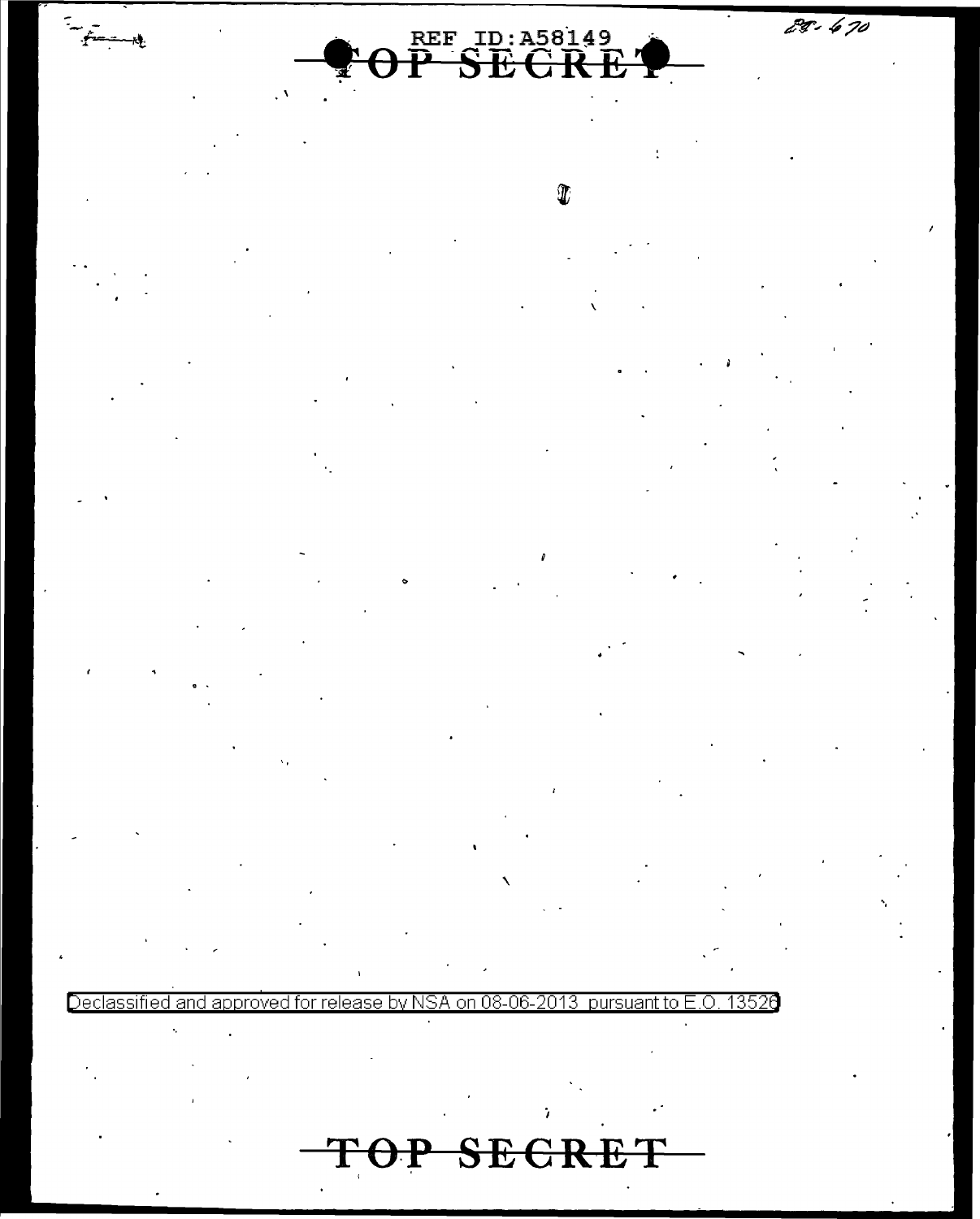REF ID:A58149

TOP SECRET

Declassified and approved for release by NSA on 08-06-2013 pursuant to E.O. 13526

TOP SECRET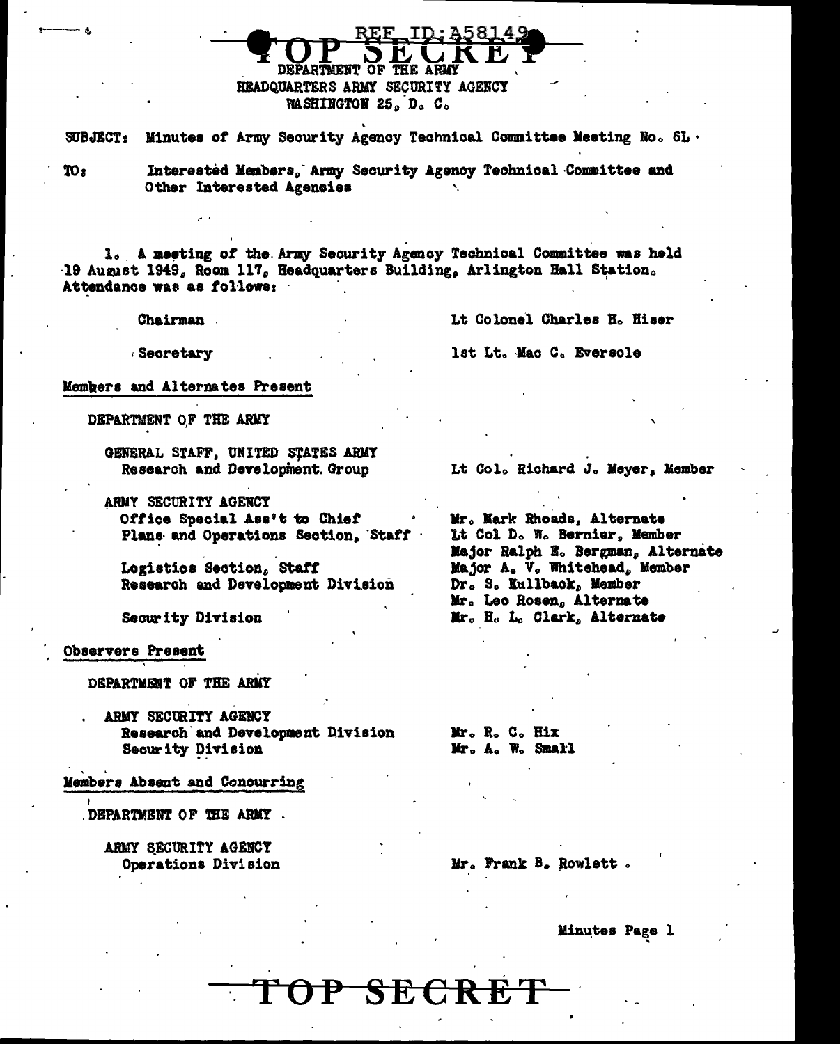REF ID:A58149

TOP SECRET

DEPARTMENT OF THE ARMY
HEADQUARTERS ARMY SECURITY AGENCY
WASHINGTON 25, D. C.

SUBJECT: Minutes of Army Security Agency Technical Committee Meeting No. 6L

TO: Interested Members, Army Security Agency Technical Committee and Other Interested Agencies

1. A meeting of the Army Security Agency Technical Committee was held 19 August 1949, Room 117, Headquarters Building, Arlington Hall Station. Attendance was as follows:

| | |
|---|---|
| Chairman | Lt Colonel Charles H. Hiser |
| Secretary | 1st Lt. Mac C. Eversole |

Members and Alternates Present

DEPARTMENT OF THE ARMY

| | |
|---|---|
| GENERAL STAFF, UNITED STATES ARMY<br>Research and Development Group | Lt Col. Richard J. Meyer, Member |
| ARMY SECURITY AGENCY<br>Office Special Ass't to Chief | Mr. Mark Rhoads, Alternate |
| Plans and Operations Section, Staff | Lt Col D. W. Bernier, Member<br>Major Ralph E. Bergman, Alternate |
| Logistics Section, Staff | Major A. V. Whitehead, Member |
| Research and Development Division | Dr. S. Kullback, Member<br>Mr. Leo Rosen, Alternate |
| Security Division | Mr. H. L. Clark, Alternate |

Observers Present

DEPARTMENT OF THE ARMY

| | |
|---|---|
| ARMY SECURITY AGENCY<br>Research and Development Division | Mr. R. C. Hix |
| Security Division | Mr. A. W. Small |

Members Absent and Concurring

DEPARTMENT OF THE ARMY

| | |
|---|---|
| ARMY SECURITY AGENCY<br>Operations Division | Mr. Frank B. Rowlett |

Minutes Page 1

TOP SECRET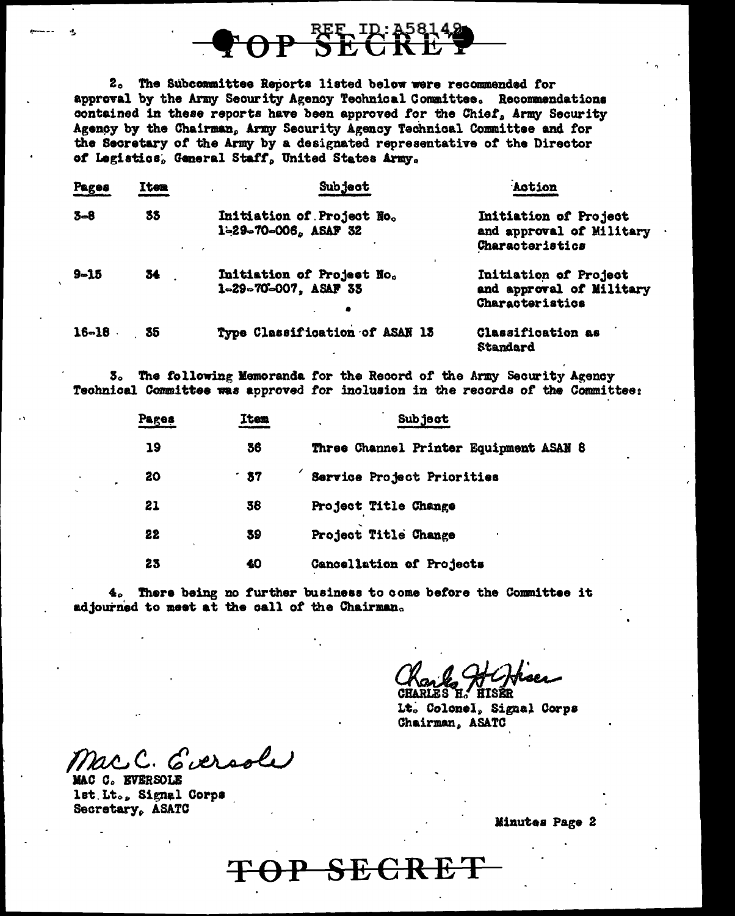TOP SECRET

REF ID:A58142

2. The Subcommittee Reports listed below were recommended for approval by the Army Security Agency Technical Committee. Recommendations contained in these reports have been approved for the Chief, Army Security Agency by the Chairman, Army Security Agency Technical Committee and for the Secretary of the Army by a designated representative of the Director of Logistics, General Staff, United States Army.

| Pages | Item | Subject | Action |
|---|---|---|---|
| 3-8 | 33 | Initiation of Project No. 1-29-70-006, ASAF 32 | Initiation of Project and approval of Military Characteristics |
| 9-15 | 34 | Initiation of Project No. 1-29-70-007, ASAF 33 | Initiation of Project and approval of Military Characteristics |
| 16-18 | 35 | Type Classification of ASAN 13 | Classification as Standard |

3. The following Memoranda for the Record of the Army Security Agency Technical Committee was approved for inclusion in the records of the Committee:

| Pages | Item | Subject |
|---|---|---|
| 19 | 36 | Three Channel Printer Equipment ASAN 8 |
| 20 | 37 | Service Project Priorities |
| 21 | 38 | Project Title Change |
| 22 | 39 | Project Title Change |
| 23 | 40 | Cancellation of Projects |

4. There being no further business to come before the Committee it adjourned to meet at the call of the Chairman.

Charles H. Hiser
CHARLES H. HISER
Lt. Colonel, Signal Corps
Chairman, ASATC

Mac C. Eversole
MAC C. EVERSOLE
1st Lt., Signal Corps
Secretary, ASATC

Minutes Page 2

TOP SECRET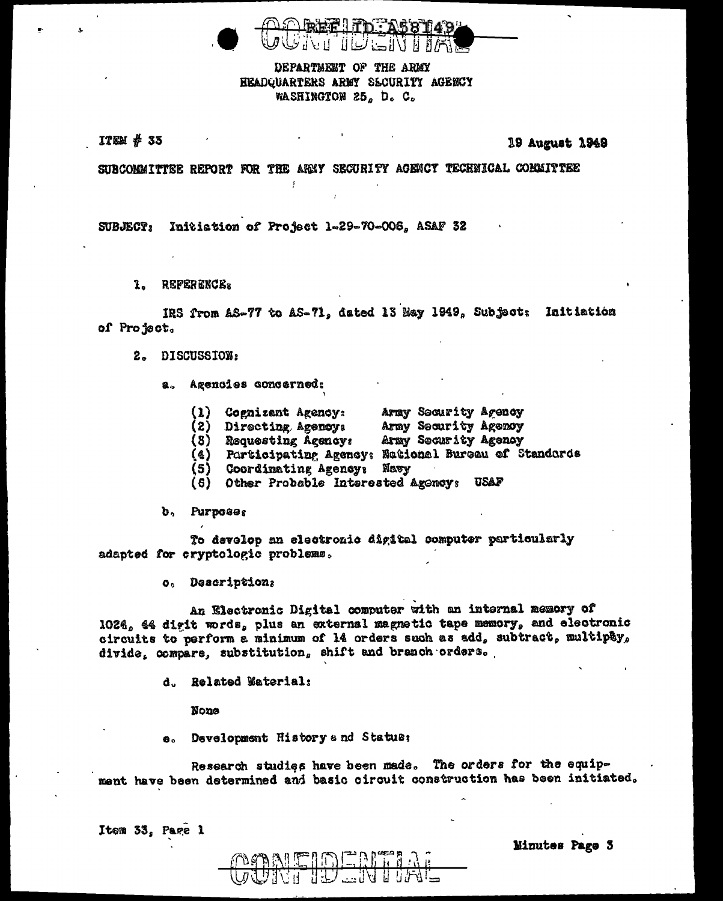CONFIDENTIAL

REF ID:A58149

DEPARTMENT OF THE ARMY
HEADQUARTERS ARMY SECURITY AGENCY
WASHINGTON 25, D. C.

ITEM # 33 | 19 August 1949

SUBCOMMITTEE REPORT FOR THE ARMY SECURITY AGENCY TECHNICAL COMMITTEE

SUBJECT: Initiation of Project 1-29-70-006, ASAF 32

1. REFERENCE:

IRS from AS-77 to AS-71, dated 13 May 1949, Subject: Initiation of Project.

2. DISCUSSION:

a. Agencies concerned:

(1) Cognizant Agency: Army Security Agency
(2) Directing Agency: Army Security Agency
(3) Requesting Agency: Army Security Agency
(4) Participating Agency: National Bureau of Standards
(5) Coordinating Agency: Navy
(6) Other Probable Interested Agency: USAF

b. Purpose:

To develop an electronic digital computer particularly adapted for cryptologic problems.

c. Description:

An Electronic Digital computer with an internal memory of 1024, 44 digit words, plus an external magnetic tape memory, and electronic circuits to perform a minimum of 14 orders such as add, subtract, multiply, divide, compare, substitution, shift and branch orders.

d. Related Material:

None

e. Development History and Status:

Research studies have been made. The orders for the equipment have been determined and basic circuit construction has been initiated.

Item 33, Page 1

Minutes Page 3

CONFIDENTIAL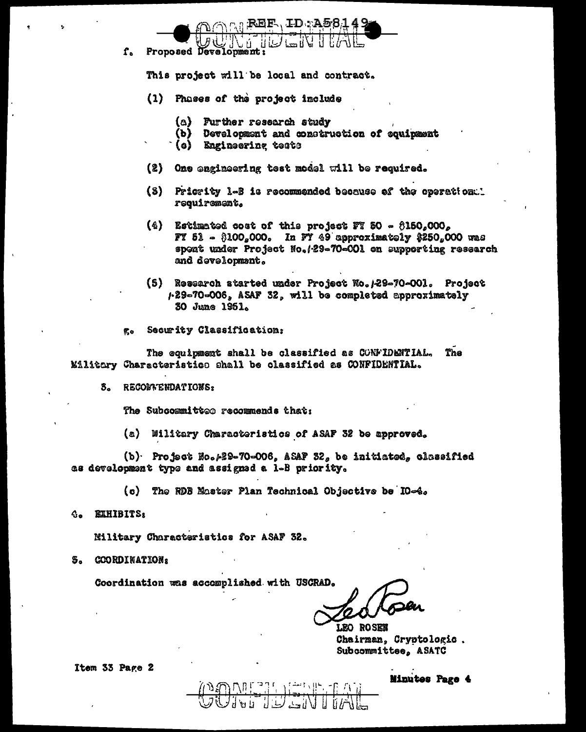f. Proposed Development:

This project will be local and contract.

(1) Phases of the project include

(a) Further research study
(b) Development and construction of equipment
(c) Engineering tests

(2) One engineering test model will be required.

(3) Priority 1-B is recommended because of the operational requirement.

(4) Estimated cost of this project FY 50 - $150,000, FY 51 - $100,000. In FY 49 approximately $250,000 was spent under Project No./29-70-001 on supporting research and development.

(5) Research started under Project No./29-70-001. Project /29-70-006, ASAF 32, will be completed approximately 30 June 1951.

g. Security Classification:

The equipment shall be classified as CONFIDENTIAL. The Military Characteristics shall be classified as CONFIDENTIAL.

3. RECOMMENDATIONS:

The Subcommittee recommends that:

(a) Military Characteristics of ASAF 32 be approved.

(b) Project No./29-70-006, ASAF 32, be initiated, classified as development type and assigned a 1-B priority.

(c) The RDB Master Plan Technical Objective be ID-4.

4. EXHIBITS:

Military Characteristics for ASAF 32.

5. COORDINATION:

Coordination was accomplished with USCRAD.

LEO ROSEN
Chairman, Cryptologic Subcommittee, ASATC

Item 33 Page 2

Minutes Page 4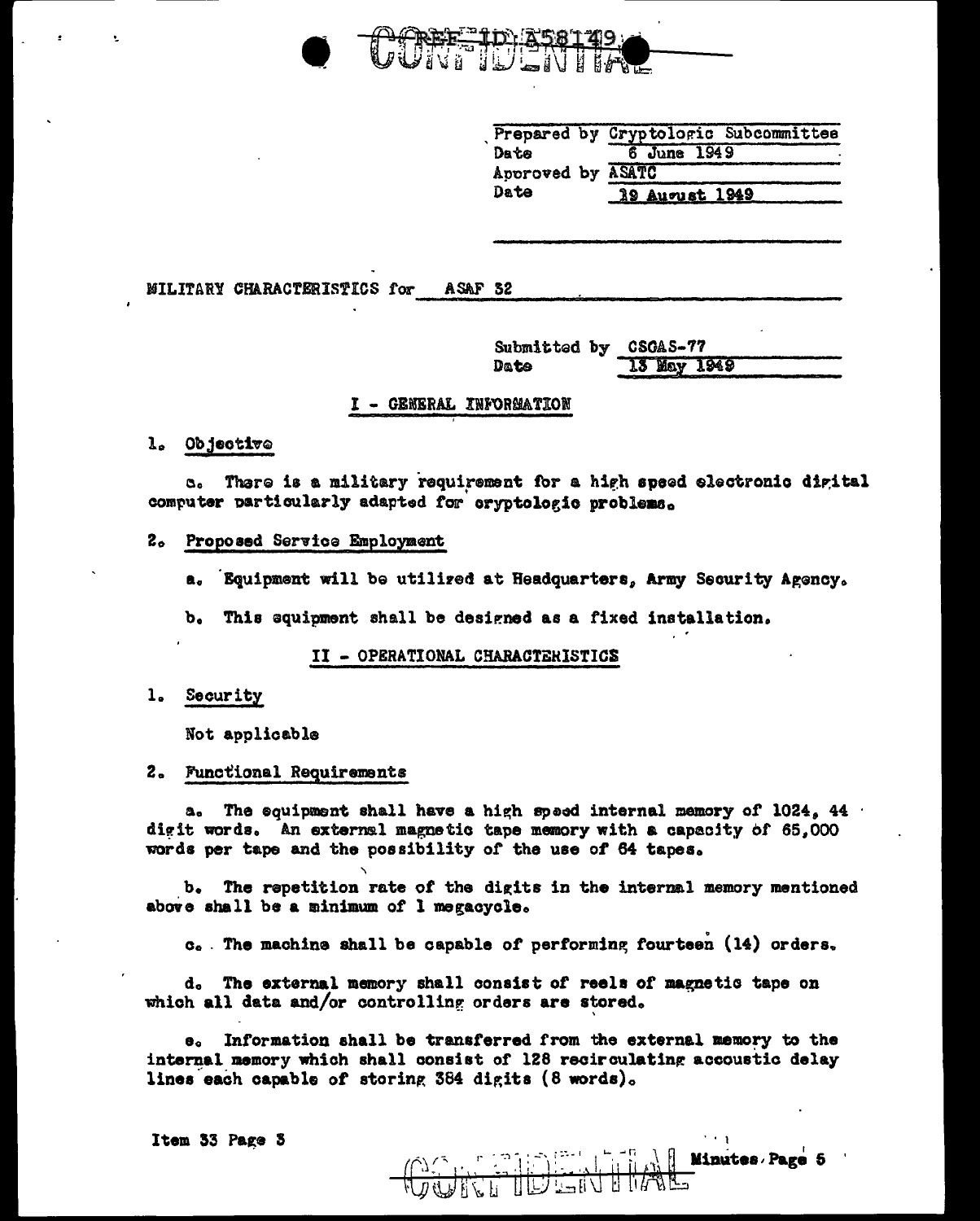| | |
|---|---|
| Prepared by Cryptologic Subcommittee | |
| Date | 6 June 1949 |
| Approved by ASATC | |
| Date | 19 August 1949 |

MILITARY CHARACTERISTICS for ASAF 32

| | |
|---|---|
| Submitted by | CSGAS-77 |
| Date | 13 May 1949 |

## I - GENERAL INFORMATION

1. Objective

a. There is a military requirement for a high speed electronic digital computer particularly adapted for cryptologic problems.

2. Proposed Service Employment

a. Equipment will be utilized at Headquarters, Army Security Agency.

b. This equipment shall be designed as a fixed installation.

## II - OPERATIONAL CHARACTERISTICS

1. Security

Not applicable

2. Functional Requirements

a. The equipment shall have a high speed internal memory of 1024, 44 digit words. An external magnetic tape memory with a capacity of 65,000 words per tape and the possibility of the use of 64 tapes.

b. The repetition rate of the digits in the internal memory mentioned above shall be a minimum of 1 megacycle.

c. The machine shall be capable of performing fourteen (14) orders.

d. The external memory shall consist of reels of magnetic tape on which all data and/or controlling orders are stored.

e. Information shall be transferred from the external memory to the internal memory which shall consist of 128 recirculating accoustic delay lines each capable of storing 384 digits (8 words).

Item 33 Page 3

Minutes Page 5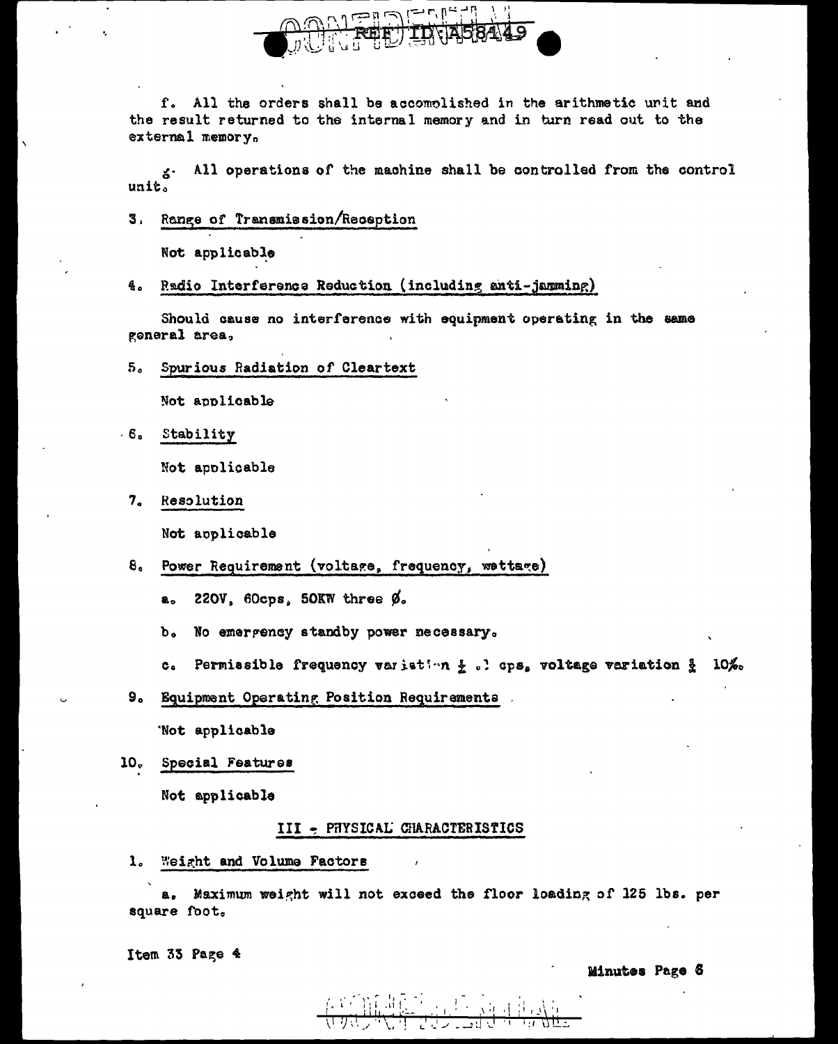f. All the orders shall be accomplished in the arithmetic unit and the result returned to the internal memory and in turn read out to the external memory.

g. All operations of the machine shall be controlled from the control unit.

3. Range of Transmission/Reception

Not applicable

4. Radio Interference Reduction (including anti-jamming)

Should cause no interference with equipment operating in the same general area.

5. Spurious Radiation of Cleartext

Not applicable

6. Stability

Not applicable

7. Resolution

Not applicable

8. Power Requirement (voltage, frequency, wattage)

a. 220V, 60cps, 50KW three Ø.

b. No emergency standby power necessary.

c. Permissible frequency variation ± .1 cps, voltage variation ± 10%.

9. Equipment Operating Position Requirements

Not applicable

10. Special Features

Not applicable

## III - PHYSICAL CHARACTERISTICS

1. Weight and Volume Factors

a. Maximum weight will not exceed the floor loading of 125 lbs. per square foot.

Item 33 Page 4

Minutes Page 6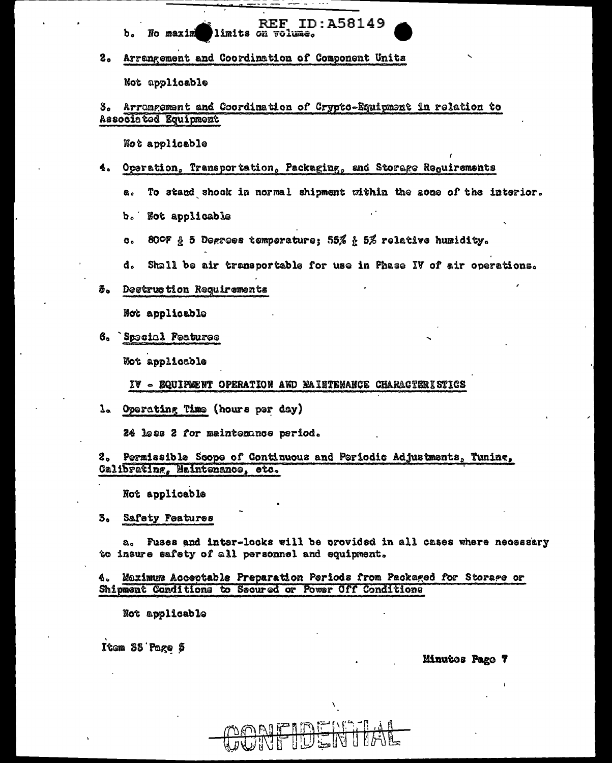b. No maximum limits on volume.

2. Arrangement and Coordination of Component Units

Not applicable

3. Arrangement and Coordination of Crypto-Equipment in relation to Associated Equipment

Not applicable

4. Operation, Transportation, Packaging, and Storage Requirements

a. To stand shock in normal shipment within the zone of the interior.

b. Not applicable

c. 80°F ± 5 Degrees temperature; 55% ± 5% relative humidity.

d. Shall be air transportable for use in Phase IV of air operations.

5. Destruction Requirements

Not applicable

6. Special Features

Not applicable

IV - EQUIPMENT OPERATION AND MAINTENANCE CHARACTERISTICS

1. Operating Time (hours per day)

24 less 2 for maintenance period.

2. Permissible Scope of Continuous and Periodic Adjustments, Tuning, Calibrating, Maintenance, etc.

Not applicable

3. Safety Features

a. Fuses and inter-locks will be provided in all cases where necessary to insure safety of all personnel and equipment.

4. Maximum Acceptable Preparation Periods from Packaged for Storage or Shipment Conditions to Secured or Power Off Conditions

Not applicable

Item 35 Page 5

Minutes Page 7

CONFIDENTIAL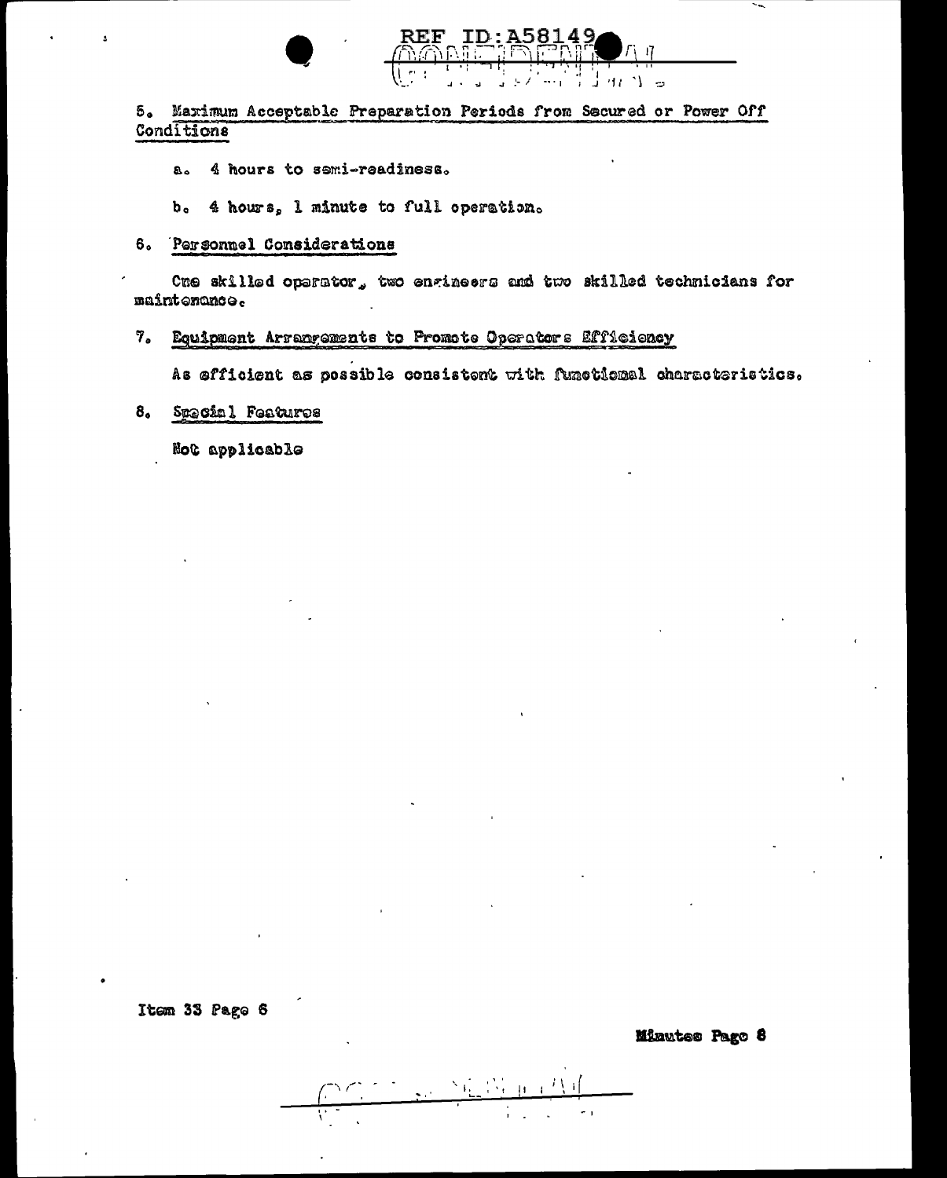5. Maximum Acceptable Preparation Periods from Secured or Power Off Conditions

a. 4 hours to semi-readiness.

b. 4 hours, 1 minute to full operation.

6. Personnel Considerations

One skilled operator, two engineers and two skilled technicians for maintenance.

7. Equipment Arrangements to Promote Operators Efficiency

As efficient as possible consistent with functional characteristics.

8. Special Features

Not applicable

Item 33 Page 6

Minutes Page 8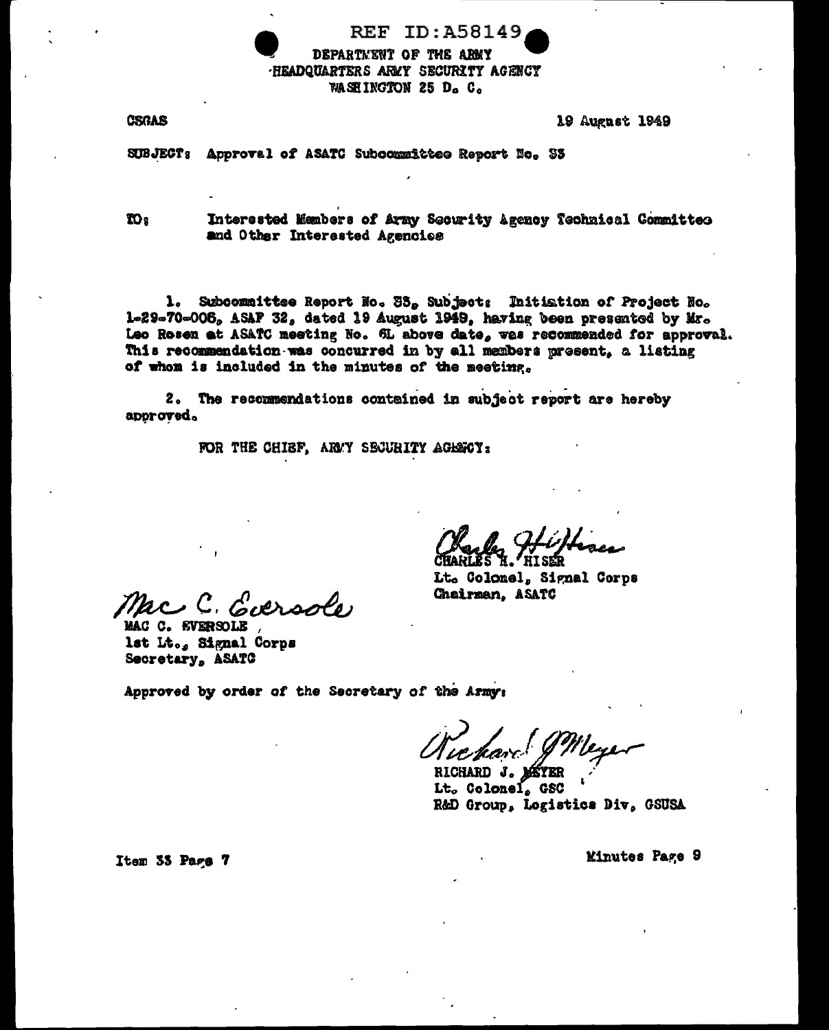REF ID:A58149

DEPARTMENT OF THE ARMY
HEADQUARTERS ARMY SECURITY AGENCY
WASHINGTON 25 D. C.

CSGAS

19 August 1949

SUBJECT: Approval of ASATC Subcommittee Report No. 33

TO: Interested Members of Army Security Agency Technical Committee and Other Interested Agencies

1. Subcommittee Report No. 33, Subject: Initiation of Project No. 1-29-70-006, ASAP 32, dated 19 August 1949, having been presented by Mr. Leo Rosen at ASATC meeting No. 6L above date, was recommended for approval. This recommendation was concurred in by all members present, a listing of whom is included in the minutes of the meeting.

2. The recommendations contained in subject report are hereby approved.

FOR THE CHIEF, ARMY SECURITY AGENCY:

*Charles H. Hiser*
CHARLES H. HISER
Lt. Colonel, Signal Corps
Chairman, ASATC

*Mac C. Eversole*
MAC C. EVERSOLE
1st Lt., Signal Corps
Secretary, ASATC

Approved by order of the Secretary of the Army:

*Richard J. Meyer*
RICHARD J. MEYER
Lt. Colonel, GSC
R&D Group, Logistics Div, GSUSA

Item 33 Page 7

Minutes Page 9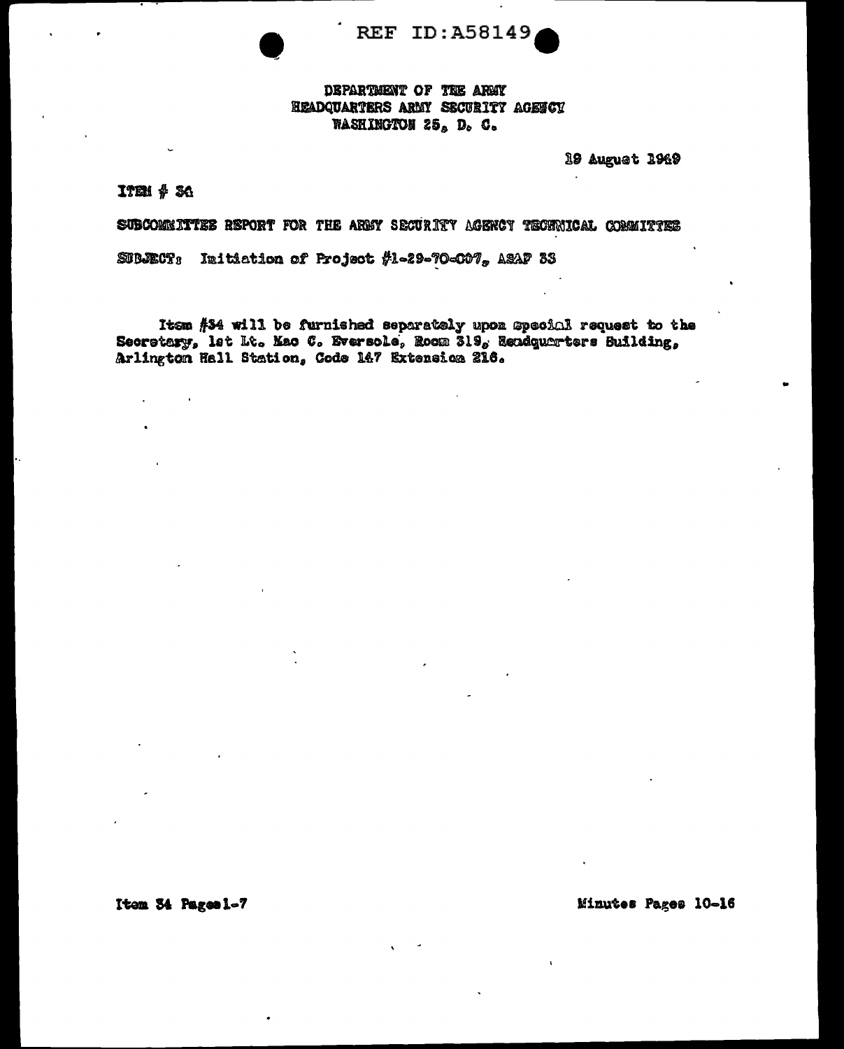REF ID:A58149

DEPARTMENT OF THE ARMY
HEADQUARTERS ARMY SECURITY AGENCY
WASHINGTON 25, D. C.

19 August 1949

ITEM # 34

SUBCOMMITTEE REPORT FOR THE ARMY SECURITY AGENCY TECHNICAL COMMITTEE

SUBJECT: Initiation of Project #1-29-70-007, ASAP 33

Item #34 will be furnished separately upon special request to the Secretary, 1st Lt. Mac C. Eversole, Room 319, Headquarters Building, Arlington Hall Station, Code 147 Extension 216.

Item 34 Pages 1-7

Minutes Pages 10-16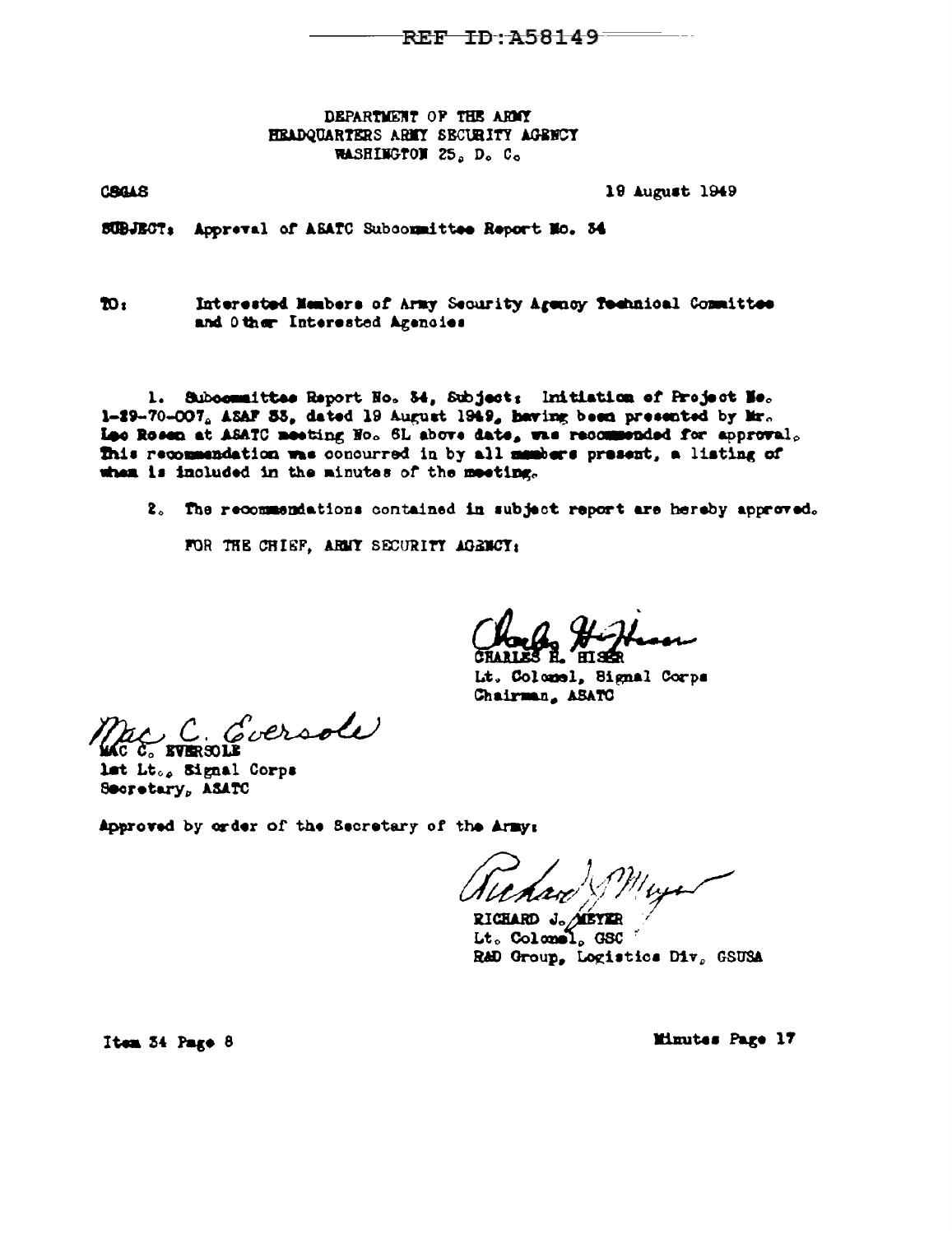REF ID:A58149

DEPARTMENT OF THE ARMY
HEADQUARTERS ARMY SECURITY AGENCY
WASHINGTON 25, D. C.

CSGAS

19 August 1949

SUBJECT: Approval of ASATC Subcommittee Report No. 34

TO: Interested Members of Army Security Agency Technical Committee and Other Interested Agencies

1. Subcommittee Report No. 34, Subject: Initiation of Project No. 1-29-70-007, ASAF 53, dated 19 August 1949, having been presented by Mr. Leo Rosen at ASATC meeting No. 6L above date, was recommended for approval. This recommendation was concurred in by all members present, a listing of whom is included in the minutes of the meeting.

2. The recommendations contained in subject report are hereby approved.

FOR THE CHIEF, ARMY SECURITY AGENCY:

CHARLES H. HISER
Lt. Colonel, Signal Corps
Chairman, ASATC

MAC C. EVERSOLE
1st Lt., Signal Corps
Secretary, ASATC

Approved by order of the Secretary of the Army:

RICHARD J. MEYER
Lt. Colonel, GSC
R&D Group, Logistics Div, GSUSA

Item 34 Page 8

Minutes Page 17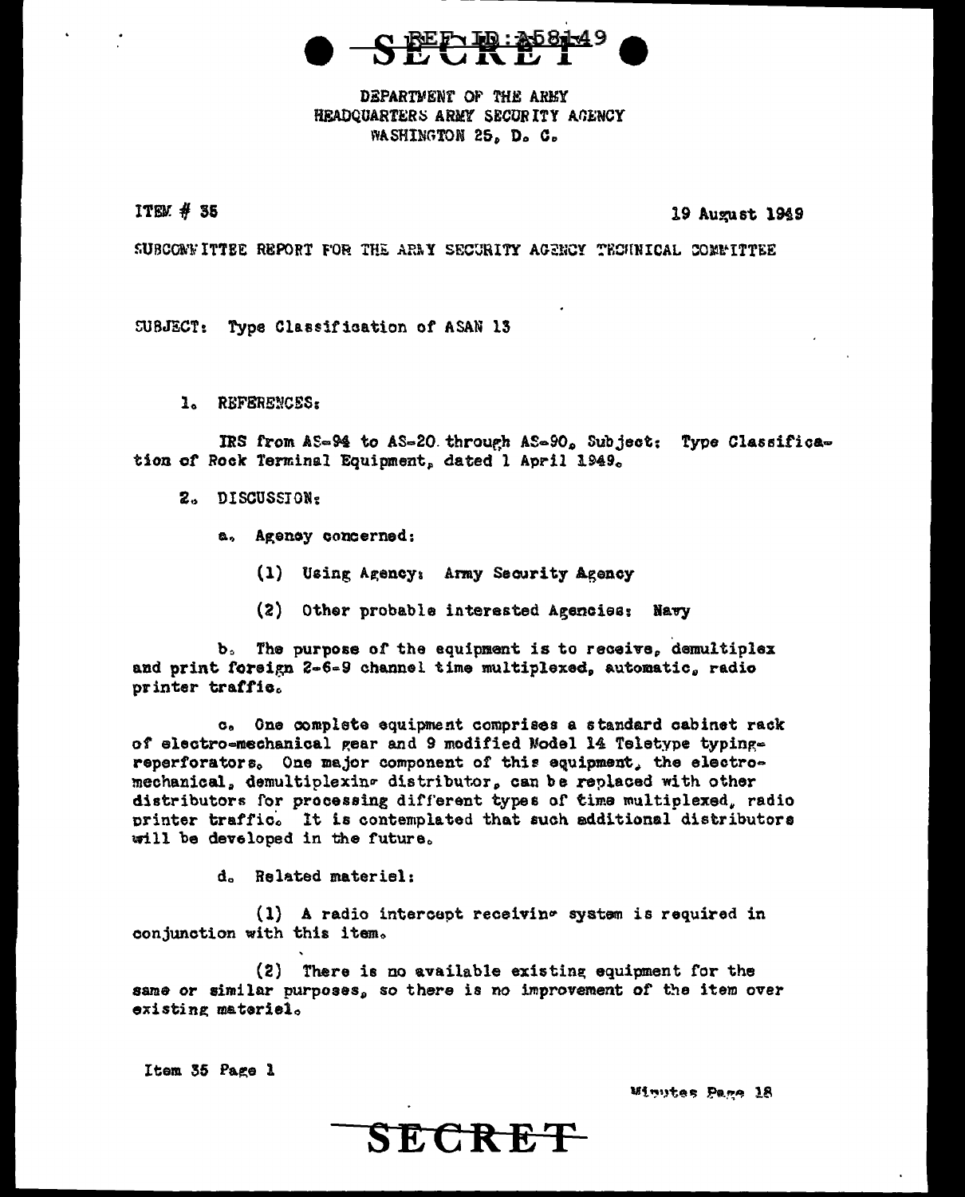SECRET

DEPARTMENT OF THE ARMY
HEADQUARTERS ARMY SECURITY AGENCY
WASHINGTON 25, D. C.

ITEM # 35 19 August 1949

SUBCOMMITTEE REPORT FOR THE ARMY SECURITY AGENCY TECHNICAL COMMITTEE

SUBJECT: Type Classification of ASAN 13

1. REFERENCES:

IRS from AS-94 to AS-20 through AS-90, Subject: Type Classification of Rock Terminal Equipment, dated 1 April 1949.

2. DISCUSSION:

a. Agency concerned:

(1) Using Agency: Army Security Agency

(2) Other probable interested Agencies: Navy

b. The purpose of the equipment is to receive, demultiplex and print foreign 2-6-9 channel time multiplexed, automatic, radio printer traffic.

c. One complete equipment comprises a standard cabinet rack of electro-mechanical gear and 9 modified Model 14 Teletype typing-reperforators. One major component of this equipment, the electro-mechanical, demultiplexing distributor, can be replaced with other distributors for processing different types of time multiplexed, radio printer traffic. It is contemplated that such additional distributors will be developed in the future.

d. Related materiel:

(1) A radio intercept receiving system is required in conjunction with this item.

(2) There is no available existing equipment for the same or similar purposes, so there is no improvement of the item over existing materiel.

Item 35 Page 1

Minutes Page 18

SECRET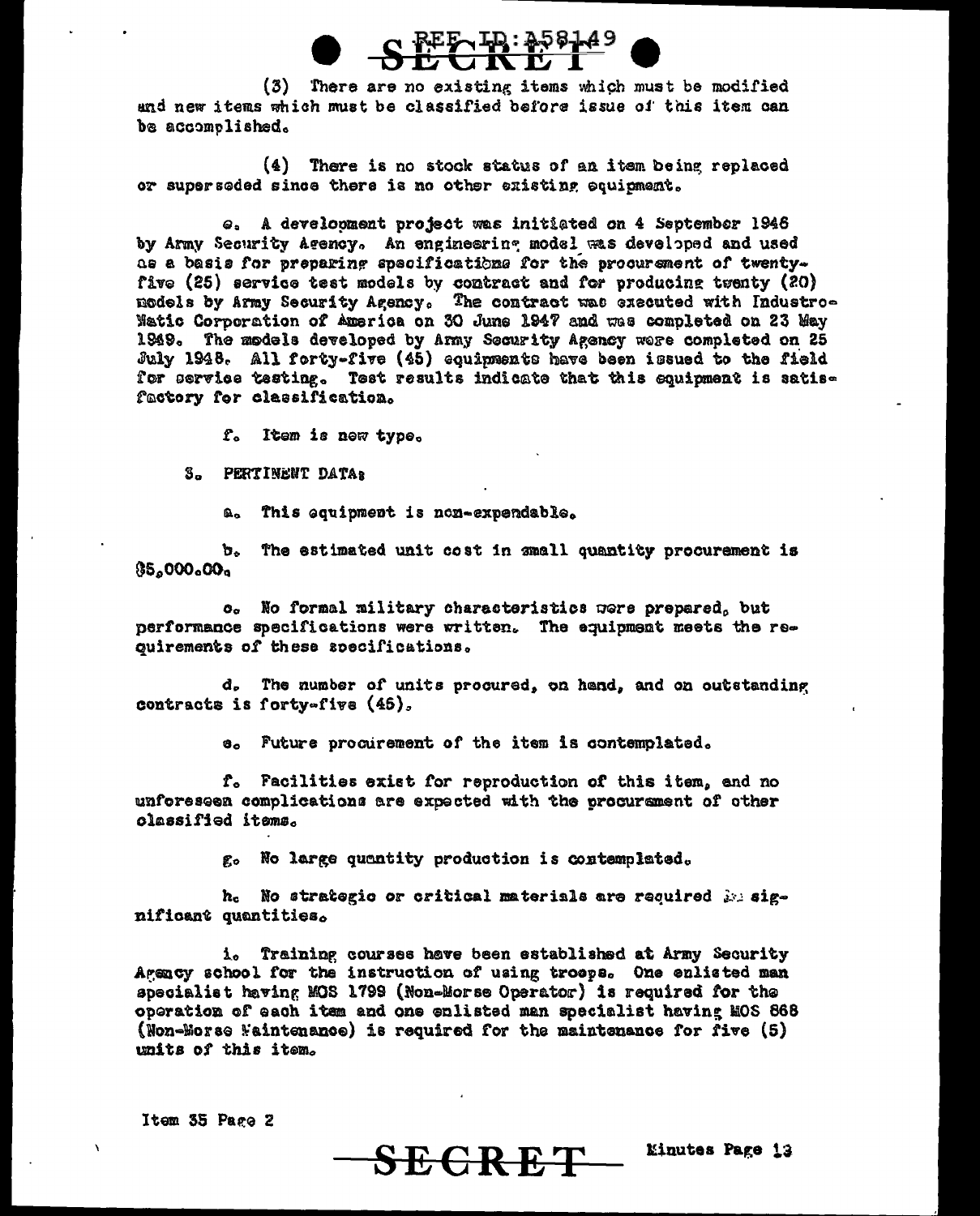(3) There are no existing items which must be modified and new items which must be classified before issue of this item can be accomplished.

(4) There is no stock status of an item being replaced or superseded since there is no other existing equipment.

e. A development project was initiated on 4 September 1946 by Army Security Agency. An engineering model was developed and used as a basis for preparing specifications for the procurement of twenty-five (25) service test models by contract and for producing twenty (20) models by Army Security Agency. The contract was executed with Industro-Matic Corporation of America on 30 June 1947 and was completed on 23 May 1949. The models developed by Army Security Agency were completed on 25 July 1948. All forty-five (45) equipments have been issued to the field for service testing. Test results indicate that this equipment is satisfactory for classification.

f. Item is new type.

3. PERTINENT DATA:

a. This equipment is non-expendable.

b. The estimated unit cost in small quantity procurement is $5,000.00.

c. No formal military characteristics were prepared, but performance specifications were written. The equipment meets the requirements of these specifications.

d. The number of units procured, on hand, and on outstanding contracts is forty-five (45).

e. Future procurement of the item is contemplated.

f. Facilities exist for reproduction of this item, and no unforeseen complications are expected with the procurement of other classified items.

g. No large quantity production is contemplated.

h. No strategic or critical materials are required in significant quantities.

i. Training courses have been established at Army Security Agency school for the instruction of using troops. One enlisted man specialist having MOS 1799 (Non-Morse Operator) is required for the operation of each item and one enlisted man specialist having MOS 868 (Non-Morse Maintenance) is required for the maintenance for five (5) units of this item.

Item 35 Page 2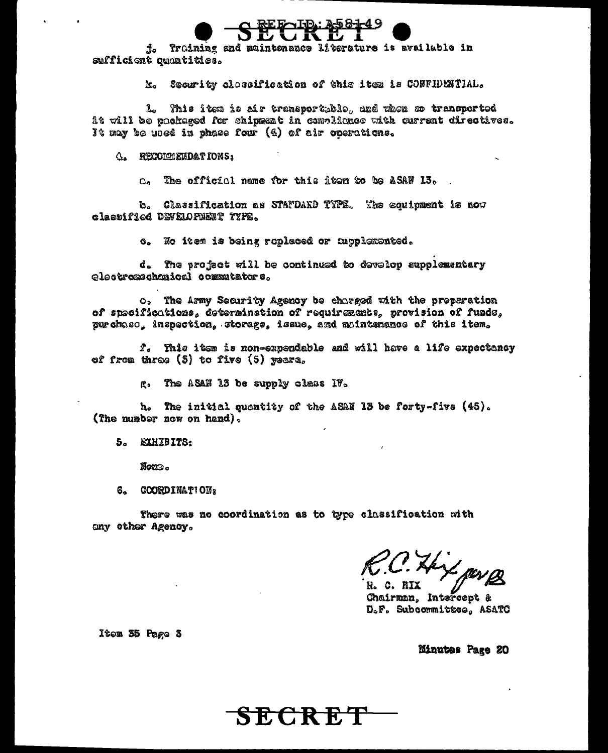SECRET

j. Training and maintenance literature is available in sufficient quantities.

k. Security classification of this item is CONFIDENTIAL.

l. This item is air transportable, and when so transported it will be packaged for shipment in compliance with current directives. It may be used in phase four (4) of air operations.

4. RECOMMENDATIONS:

a. The official name for this item to be ASAN 13.

b. Classification as STANDARD TYPE. The equipment is now classified DEVELOPMENT TYPE.

c. No item is being replaced or supplemented.

d. The project will be continued to develop supplementary electromechanical commutators.

e. The Army Security Agency be charged with the preparation of specifications, determination of requirements, provision of funds, purchase, inspection, storage, issue, and maintenance of this item.

f. This item is non-expendable and will have a life expectancy of from three (3) to five (5) years.

g. The ASAN 13 be supply class IV.

h. The initial quantity of the ASAN 13 be forty-five (45). (The number now on hand).

5. EXHIBITS:

None.

6. COORDINATION:

There was no coordination as to type classification with any other Agency.

R. C. HIX
Chairman, Intercept & D.F. Subcommittee, ASATC

Item 35 Page 3

Minutes Page 20

SECRET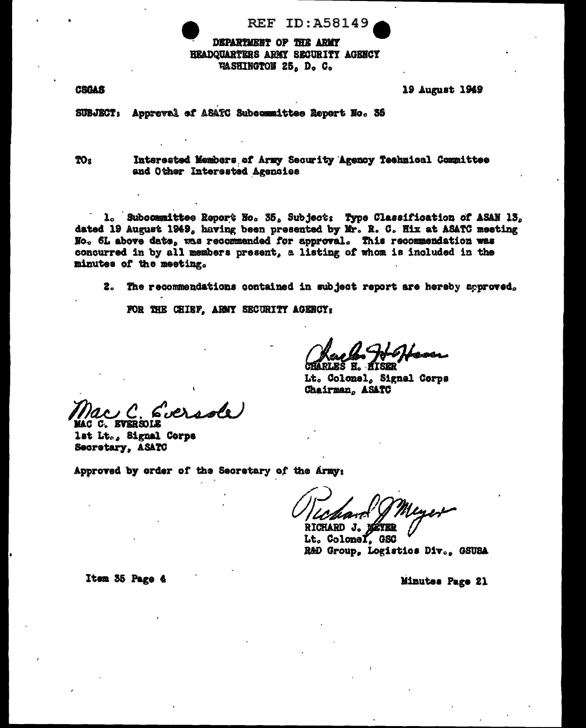REF ID:A58149

DEPARTMENT OF THE ARMY
HEADQUARTERS ARMY SECURITY AGENCY
WASHINGTON 25, D. C.

CSGAS

19 August 1949

SUBJECT: Approval of ASATC Subcommittee Report No. 35

TO: Interested Members of Army Security Agency Technical Committee and Other Interested Agencies

1. Subcommittee Report No. 35, Subject: Type Classification of ASAN 13, dated 19 August 1949, having been presented by Mr. R. C. Hix at ASATC meeting No. 6L above date, was recommended for approval. This recommendation was concurred in by all members present, a listing of whom is included in the minutes of the meeting.

2. The recommendations contained in subject report are hereby approved.

FOR THE CHIEF, ARMY SECURITY AGENCY:

CHARLES H. HISER
Lt. Colonel, Signal Corps
Chairman, ASATC

MAC C. EVERSOLE
1st Lt., Signal Corps
Secretary, ASATC

Approved by order of the Secretary of the Army:

RICHARD J. MEYER
Lt. Colonel, GSC
R&D Group, Logistics Div., GSUSA

Item 35 Page 4

Minutes Page 21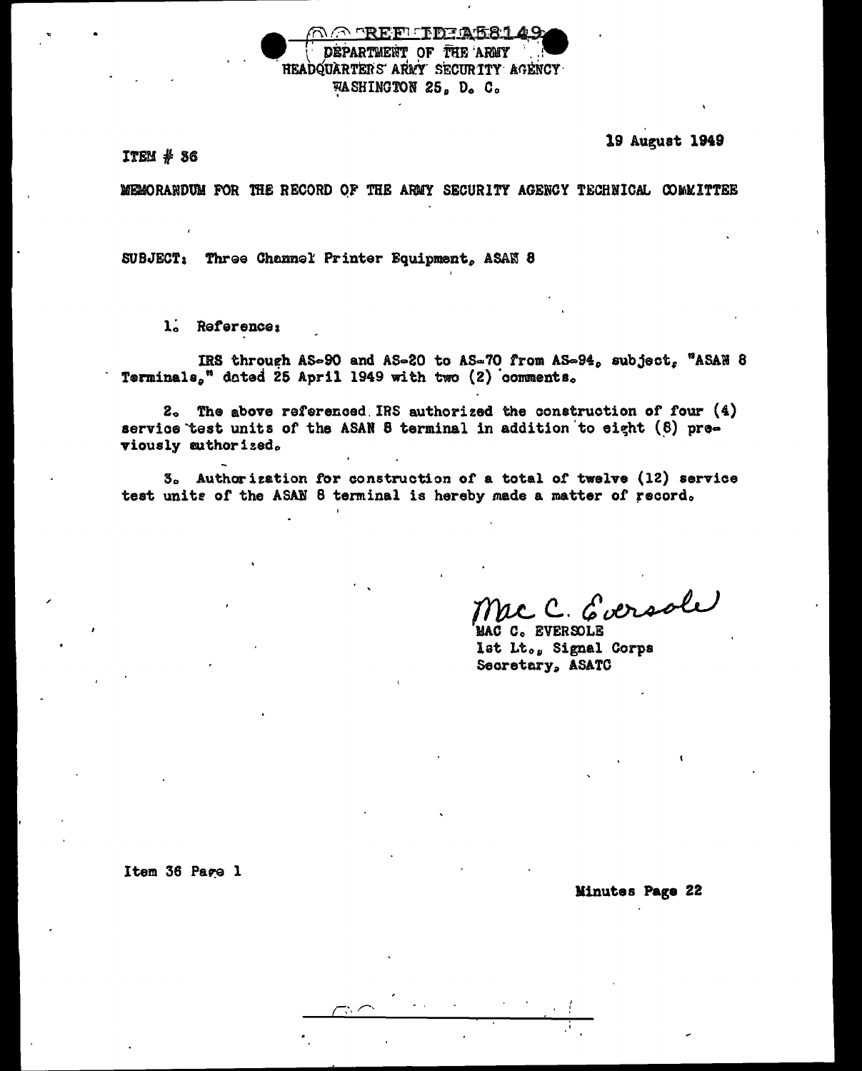REF ID:A58149

DEPARTMENT OF THE ARMY
HEADQUARTERS ARMY SECURITY AGENCY
WASHINGTON 25, D. C.

19 August 1949

ITEM # 36

MEMORANDUM FOR THE RECORD OF THE ARMY SECURITY AGENCY TECHNICAL COMMITTEE

SUBJECT: Three Channel Printer Equipment, ASAN 8

1. Reference:

IRS through AS-90 and AS-20 to AS-70 from AS-94, subject, "ASAN 8 Terminals," dated 25 April 1949 with two (2) comments.

2. The above referenced IRS authorized the construction of four (4) service test units of the ASAN 8 terminal in addition to eight (8) previously authorized.

3. Authorization for construction of a total of twelve (12) service test units of the ASAN 8 terminal is hereby made a matter of record.

Mac C. Eversole
MAC C. EVERSOLE
1st Lt., Signal Corps
Secretary, ASATC

Item 36 Page 1

Minutes Page 22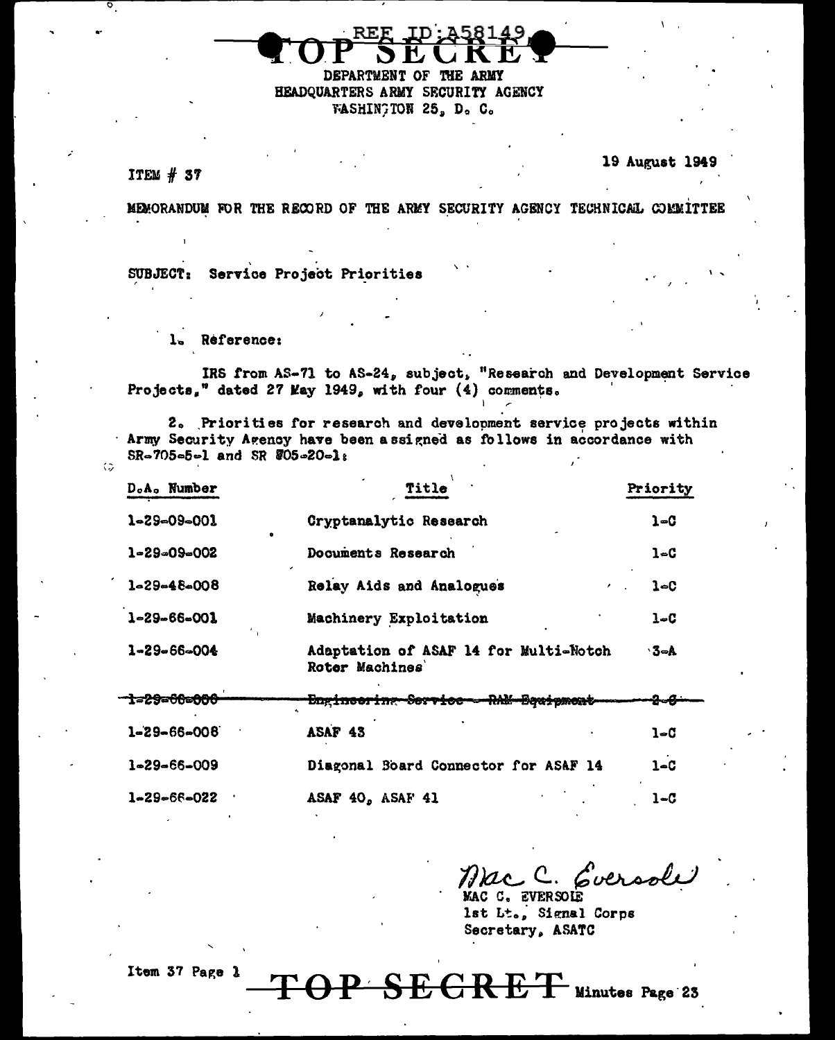REF ID:A58149

TOP SECRET

DEPARTMENT OF THE ARMY
HEADQUARTERS ARMY SECURITY AGENCY
WASHINGTON 25, D. C.

ITEM # 37

19 August 1949

MEMORANDUM FOR THE RECORD OF THE ARMY SECURITY AGENCY TECHNICAL COMMITTEE

SUBJECT: Service Project Priorities

1. Reference:

IRS from AS-71 to AS-24, subject, "Research and Development Service Projects," dated 27 May 1949, with four (4) comments.

2. Priorities for research and development service projects within Army Security Agency have been assigned as follows in accordance with SR-705-5-1 and SR 705-20-1:

| D.A. Number | Title | Priority |
|---|---|---|
| 1-29-09-001 | Cryptanalytic Research | 1-C |
| 1-29-09-002 | Documents Research | 1-C |
| 1-29-48-008 | Relay Aids and Analogues | 1-C |
| 1-29-66-001 | Machinery Exploitation | 1-C |
| 1-29-66-004 | Adaptation of ASAF 14 for Multi-Notch Rotor Machines | 3-A |
| ~~1-29-66-006~~ | ~~Engineering Service - RAM Equipment~~ | ~~2-C~~ |
| 1-29-66-008 | ASAF 43 | 1-C |
| 1-29-66-009 | Diagonal Board Connector for ASAF 14 | 1-C |
| 1-29-66-022 | ASAF 40, ASAF 41 | 1-C |

Mac C. Eversole
MAC C. EVERSOLE
1st Lt., Signal Corps
Secretary, ASATC

Item 37 Page 1

TOP SECRET

Minutes Page 23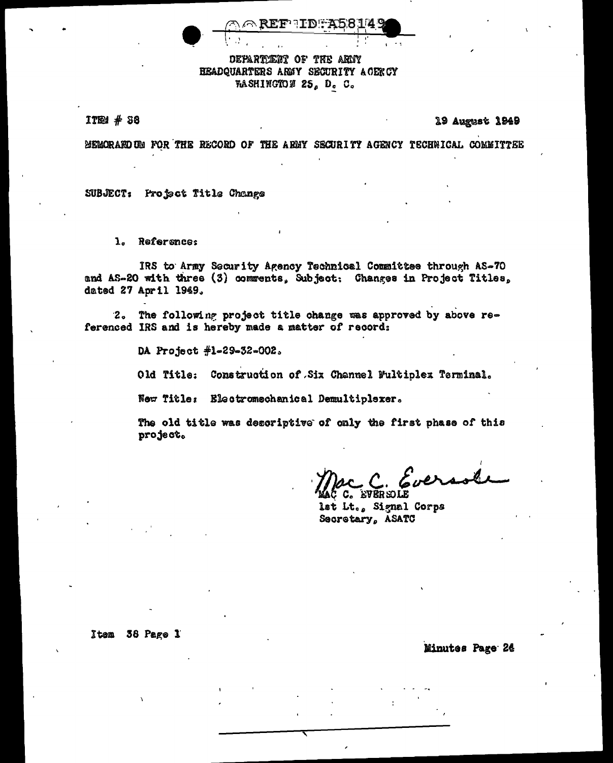DEPARTMENT OF THE ARMY
HEADQUARTERS ARMY SECURITY AGENCY
WASHINGTON 25, D. C.

ITEM # 38

19 August 1949

MEMORANDUM FOR THE RECORD OF THE ARMY SECURITY AGENCY TECHNICAL COMMITTEE

SUBJECT: Project Title Change

1. Reference:

IRS to Army Security Agency Technical Committee through AS-70 and AS-20 with three (3) comments, Subject: Changes in Project Titles, dated 27 April 1949.

2. The following project title change was approved by above referenced IRS and is hereby made a matter of record:

DA Project #1-29-32-002.

Old Title: Construction of Six Channel Multiplex Terminal.

New Title: Electromechanical Demultiplexer.

The old title was descriptive of only the first phase of this project.

Mac C. Eversole
MAC C. EVERSOLE
1st Lt., Signal Corps
Secretary, ASATC

Item 38 Page 1

Minutes Page 24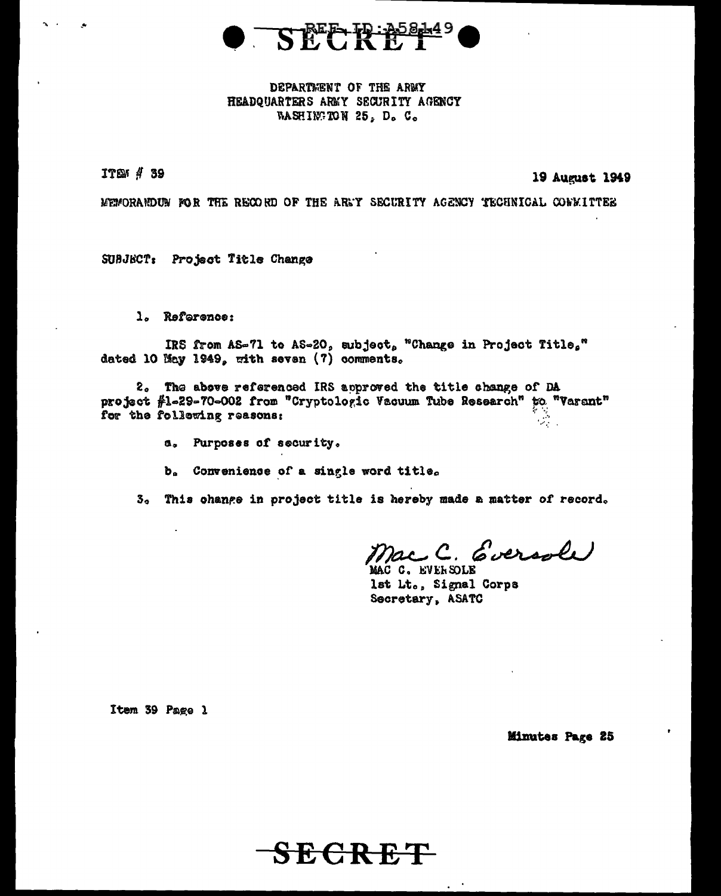SECRET

DEPARTMENT OF THE ARMY
HEADQUARTERS ARMY SECURITY AGENCY
WASHINGTON 25, D. C.

ITEM # 39

19 August 1949

MEMORANDUM FOR THE RECORD OF THE ARMY SECURITY AGENCY TECHNICAL COMMITTEE

SUBJECT: Project Title Change

1. Reference:

IRS from AS-71 to AS-20, subject, "Change in Project Title," dated 10 May 1949, with seven (7) comments.

2. The above referenced IRS approved the title change of DA project #1-29-70-002 from "Cryptologic Vacuum Tube Research" to "Varant" for the following reasons:

a. Purposes of security.

b. Convenience of a single word title.

3. This change in project title is hereby made a matter of record.

Mac C. Eversole
MAC C. EVERSOLE
1st Lt., Signal Corps
Secretary, ASATC

Item 39 Page 1

Minutes Page 25

SECRET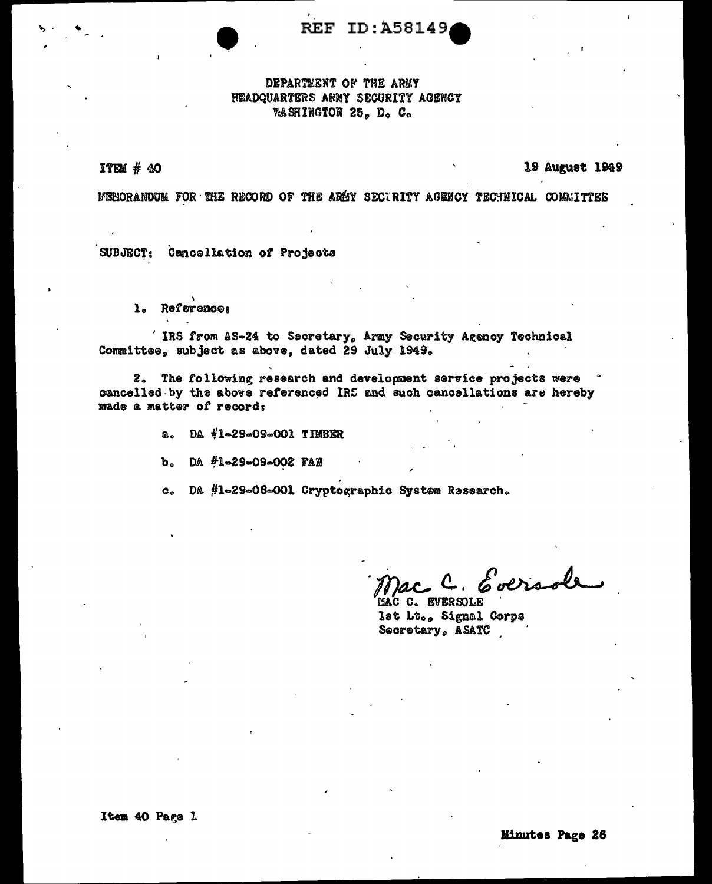DEPARTMENT OF THE ARMY
HEADQUARTERS ARMY SECURITY AGENCY
WASHINGTON 25, D. C.

ITEM # 40

19 August 1949

MEMORANDUM FOR THE RECORD OF THE ARMY SECURITY AGENCY TECHNICAL COMMITTEE

SUBJECT: Cancellation of Projects

1. Reference:

IRS from AS-24 to Secretary, Army Security Agency Technical Committee, subject as above, dated 29 July 1949.

2. The following research and development service projects were cancelled by the above referenced IRS and such cancellations are hereby made a matter of record:

a. DA #1-29-09-001 TIMBER

b. DA #1-29-09-002 FAN

c. DA #1-29-08-001 Cryptographic System Research.

Mac C. Eversole
MAC C. EVERSOLE
1st Lt., Signal Corps
Secretary, ASATC

Item 40 Page 1

Minutes Page 26